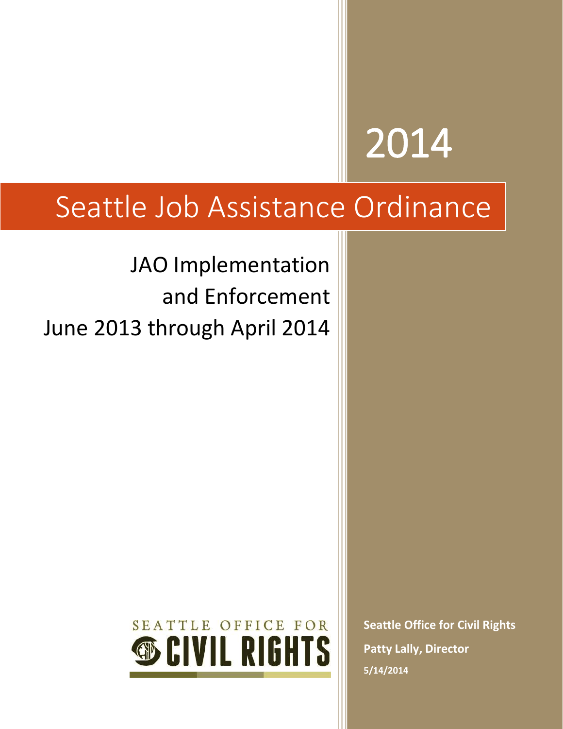# 2014

# Seattle Job Assistance Ordinance

## JAO Implementation and Enforcement June 2013 through April 2014

SEATTLE OFFICE FOR CIVIL RIGHTS

**Seattle Office for Civil Rights**

**Patty Lally, Director**

**5/14/2014**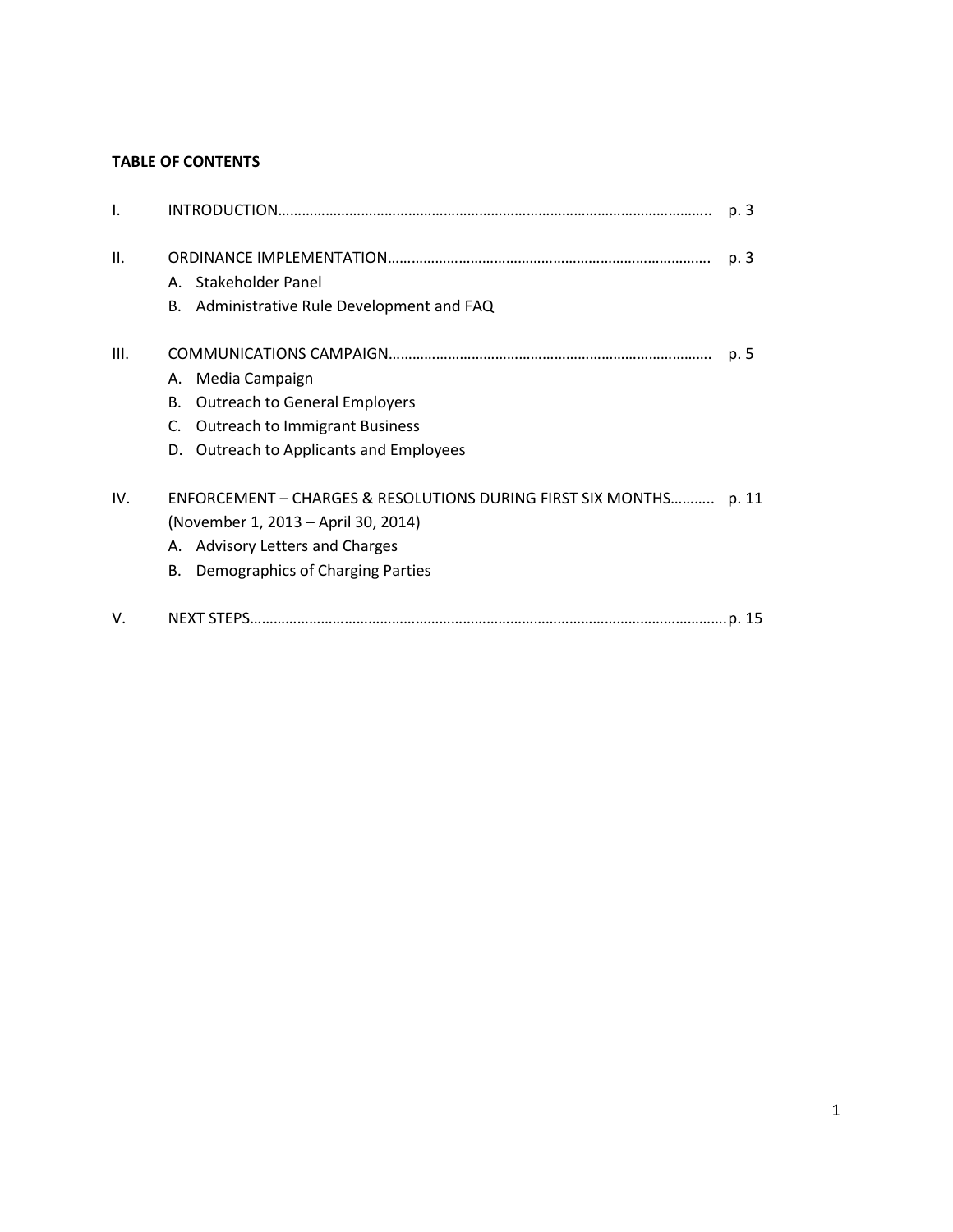**TABLE OF CONTENTS**

I. INTRODUCTION………………………………………………………………………………………….. p. 3

II. ORDINANCE IMPLEMENTATION………………………………………………………………………. p. 3
   A. Stakeholder Panel
   B. Administrative Rule Development and FAQ

III. COMMUNICATIONS CAMPAIGN……………………………………………………………………… p. 5
   A. Media Campaign
   B. Outreach to General Employers
   C. Outreach to Immigrant Business
   D. Outreach to Applicants and Employees

IV. ENFORCEMENT – CHARGES & RESOLUTIONS DURING FIRST SIX MONTHS……….. p. 11
   (November 1, 2013 – April 30, 2014)
   A. Advisory Letters and Charges
   B. Demographics of Charging Parties

V. NEXT STEPS…………………………………………………………………………………………………p. 15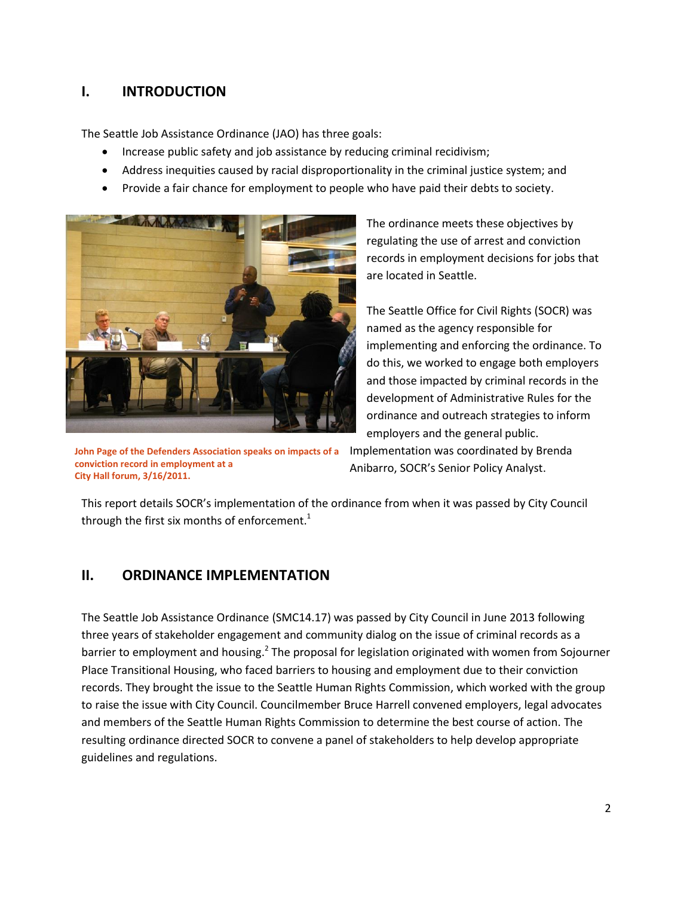## I. INTRODUCTION

The Seattle Job Assistance Ordinance (JAO) has three goals:

- Increase public safety and job assistance by reducing criminal recidivism;
- Address inequities caused by racial disproportionality in the criminal justice system; and
- Provide a fair chance for employment to people who have paid their debts to society.

John Page of the Defenders Association speaks on impacts of a conviction record in employment at a City Hall forum, 3/16/2011.

The ordinance meets these objectives by regulating the use of arrest and conviction records in employment decisions for jobs that are located in Seattle.

The Seattle Office for Civil Rights (SOCR) was named as the agency responsible for implementing and enforcing the ordinance. To do this, we worked to engage both employers and those impacted by criminal records in the development of Administrative Rules for the ordinance and outreach strategies to inform employers and the general public. Implementation was coordinated by Brenda Anibarro, SOCR's Senior Policy Analyst.

This report details SOCR's implementation of the ordinance from when it was passed by City Council through the first six months of enforcement.[1]

## II. ORDINANCE IMPLEMENTATION

The Seattle Job Assistance Ordinance (SMC14.17) was passed by City Council in June 2013 following three years of stakeholder engagement and community dialog on the issue of criminal records as a barrier to employment and housing.[2] The proposal for legislation originated with women from Sojourner Place Transitional Housing, who faced barriers to housing and employment due to their conviction records. They brought the issue to the Seattle Human Rights Commission, which worked with the group to raise the issue with City Council. Councilmember Bruce Harrell convened employers, legal advocates and members of the Seattle Human Rights Commission to determine the best course of action. The resulting ordinance directed SOCR to convene a panel of stakeholders to help develop appropriate guidelines and regulations.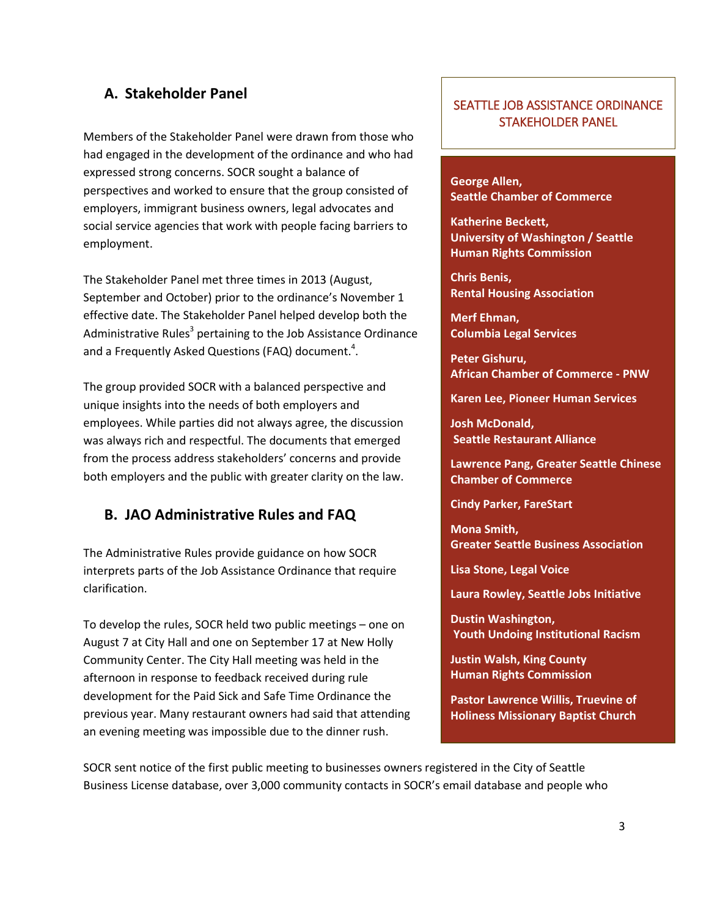## A. Stakeholder Panel

Members of the Stakeholder Panel were drawn from those who had engaged in the development of the ordinance and who had expressed strong concerns. SOCR sought a balance of perspectives and worked to ensure that the group consisted of employers, immigrant business owners, legal advocates and social service agencies that work with people facing barriers to employment.

The Stakeholder Panel met three times in 2013 (August, September and October) prior to the ordinance's November 1 effective date. The Stakeholder Panel helped develop both the Administrative Rules[3] pertaining to the Job Assistance Ordinance and a Frequently Asked Questions (FAQ) document.[4].

The group provided SOCR with a balanced perspective and unique insights into the needs of both employers and employees. While parties did not always agree, the discussion was always rich and respectful. The documents that emerged from the process address stakeholders' concerns and provide both employers and the public with greater clarity on the law.

**SEATTLE JOB ASSISTANCE ORDINANCE STAKEHOLDER PANEL**

- **George Allen, Seattle Chamber of Commerce**
- **Katherine Beckett, University of Washington / Seattle Human Rights Commission**
- **Chris Benis, Rental Housing Association**
- **Merf Ehman, Columbia Legal Services**
- **Peter Gishuru, African Chamber of Commerce - PNW**
- **Karen Lee, Pioneer Human Services**
- **Josh McDonald, Seattle Restaurant Alliance**
- **Lawrence Pang, Greater Seattle Chinese Chamber of Commerce**
- **Cindy Parker, FareStart**
- **Mona Smith, Greater Seattle Business Association**
- **Lisa Stone, Legal Voice**
- **Laura Rowley, Seattle Jobs Initiative**
- **Dustin Washington, Youth Undoing Institutional Racism**
- **Justin Walsh, King County Human Rights Commission**
- **Pastor Lawrence Willis, Truevine of Holiness Missionary Baptist Church**

## B. JAO Administrative Rules and FAQ

The Administrative Rules provide guidance on how SOCR interprets parts of the Job Assistance Ordinance that require clarification.

To develop the rules, SOCR held two public meetings – one on August 7 at City Hall and one on September 17 at New Holly Community Center. The City Hall meeting was held in the afternoon in response to feedback received during rule development for the Paid Sick and Safe Time Ordinance the previous year. Many restaurant owners had said that attending an evening meeting was impossible due to the dinner rush.

SOCR sent notice of the first public meeting to businesses owners registered in the City of Seattle Business License database, over 3,000 community contacts in SOCR's email database and people who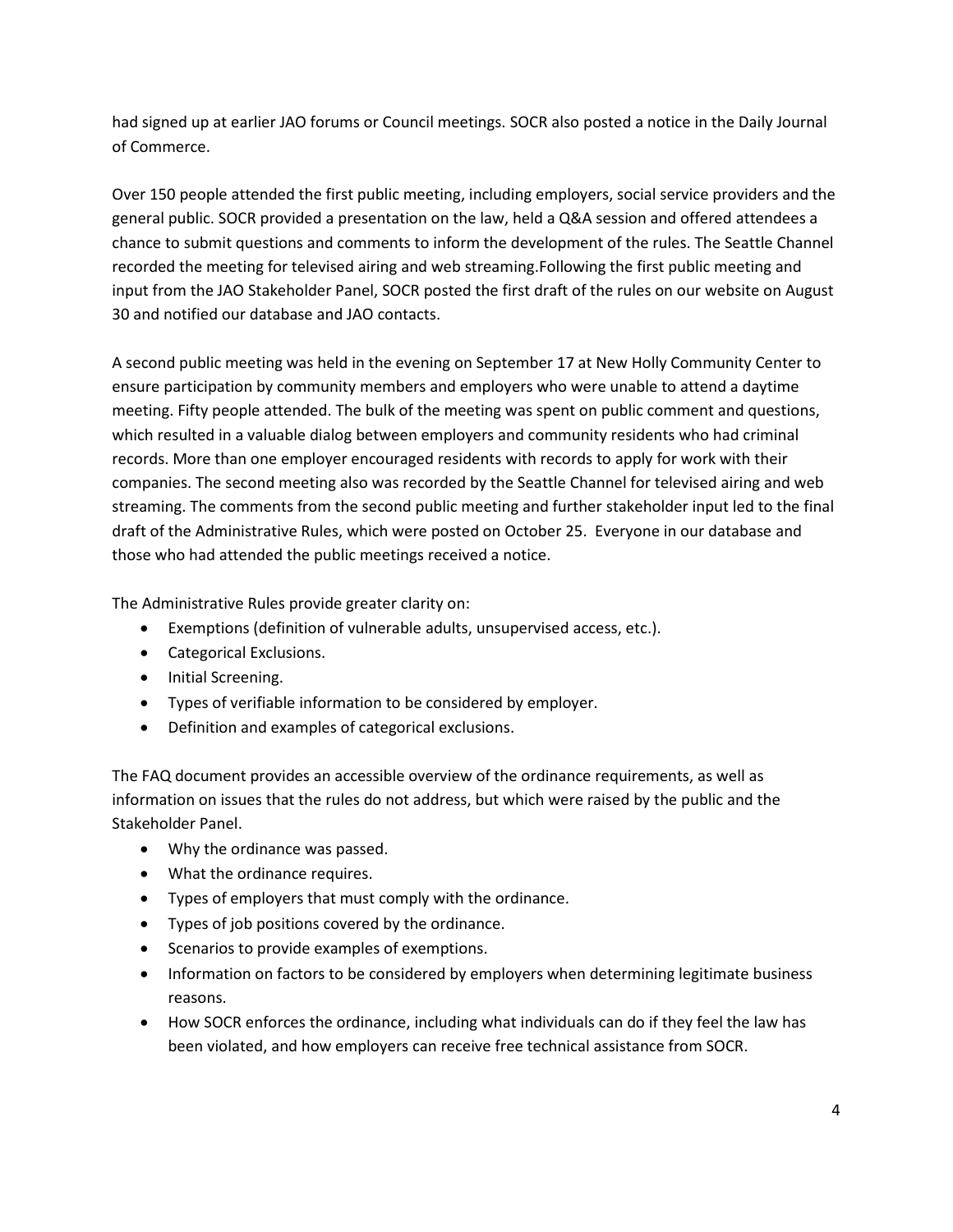had signed up at earlier JAO forums or Council meetings. SOCR also posted a notice in the Daily Journal of Commerce.

Over 150 people attended the first public meeting, including employers, social service providers and the general public. SOCR provided a presentation on the law, held a Q&A session and offered attendees a chance to submit questions and comments to inform the development of the rules. The Seattle Channel recorded the meeting for televised airing and web streaming.Following the first public meeting and input from the JAO Stakeholder Panel, SOCR posted the first draft of the rules on our website on August 30 and notified our database and JAO contacts.

A second public meeting was held in the evening on September 17 at New Holly Community Center to ensure participation by community members and employers who were unable to attend a daytime meeting. Fifty people attended. The bulk of the meeting was spent on public comment and questions, which resulted in a valuable dialog between employers and community residents who had criminal records. More than one employer encouraged residents with records to apply for work with their companies. The second meeting also was recorded by the Seattle Channel for televised airing and web streaming. The comments from the second public meeting and further stakeholder input led to the final draft of the Administrative Rules, which were posted on October 25. Everyone in our database and those who had attended the public meetings received a notice.

The Administrative Rules provide greater clarity on:

- Exemptions (definition of vulnerable adults, unsupervised access, etc.).
- Categorical Exclusions.
- Initial Screening.
- Types of verifiable information to be considered by employer.
- Definition and examples of categorical exclusions.

The FAQ document provides an accessible overview of the ordinance requirements, as well as information on issues that the rules do not address, but which were raised by the public and the Stakeholder Panel.

- Why the ordinance was passed.
- What the ordinance requires.
- Types of employers that must comply with the ordinance.
- Types of job positions covered by the ordinance.
- Scenarios to provide examples of exemptions.
- Information on factors to be considered by employers when determining legitimate business reasons.
- How SOCR enforces the ordinance, including what individuals can do if they feel the law has been violated, and how employers can receive free technical assistance from SOCR.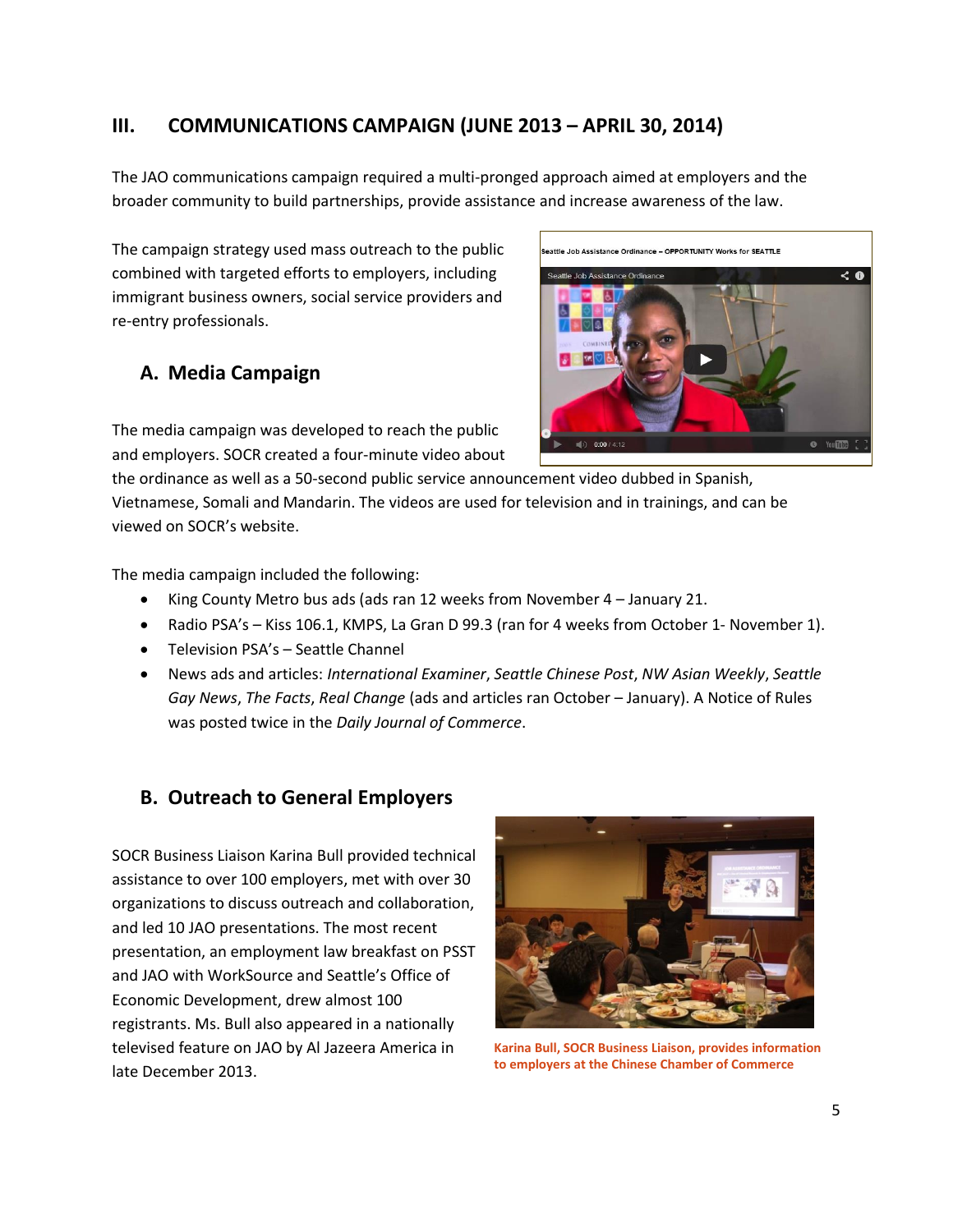## III. COMMUNICATIONS CAMPAIGN (JUNE 2013 – APRIL 30, 2014)

The JAO communications campaign required a multi-pronged approach aimed at employers and the broader community to build partnerships, provide assistance and increase awareness of the law.

The campaign strategy used mass outreach to the public combined with targeted efforts to employers, including immigrant business owners, social service providers and re-entry professionals.

### A. Media Campaign

The media campaign was developed to reach the public and employers. SOCR created a four-minute video about the ordinance as well as a 50-second public service announcement video dubbed in Spanish, Vietnamese, Somali and Mandarin. The videos are used for television and in trainings, and can be viewed on SOCR's website.

The media campaign included the following:

- King County Metro bus ads (ads ran 12 weeks from November 4 – January 21.
- Radio PSA's – Kiss 106.1, KMPS, La Gran D 99.3 (ran for 4 weeks from October 1- November 1).
- Television PSA's – Seattle Channel
- News ads and articles: *International Examiner*, *Seattle Chinese Post*, *NW Asian Weekly*, *Seattle Gay News*, *The Facts*, *Real Change* (ads and articles ran October – January). A Notice of Rules was posted twice in the *Daily Journal of Commerce*.

### B. Outreach to General Employers

SOCR Business Liaison Karina Bull provided technical assistance to over 100 employers, met with over 30 organizations to discuss outreach and collaboration, and led 10 JAO presentations. The most recent presentation, an employment law breakfast on PSST and JAO with WorkSource and Seattle's Office of Economic Development, drew almost 100 registrants. Ms. Bull also appeared in a nationally televised feature on JAO by Al Jazeera America in late December 2013.

**Karina Bull, SOCR Business Liaison, provides information to employers at the Chinese Chamber of Commerce**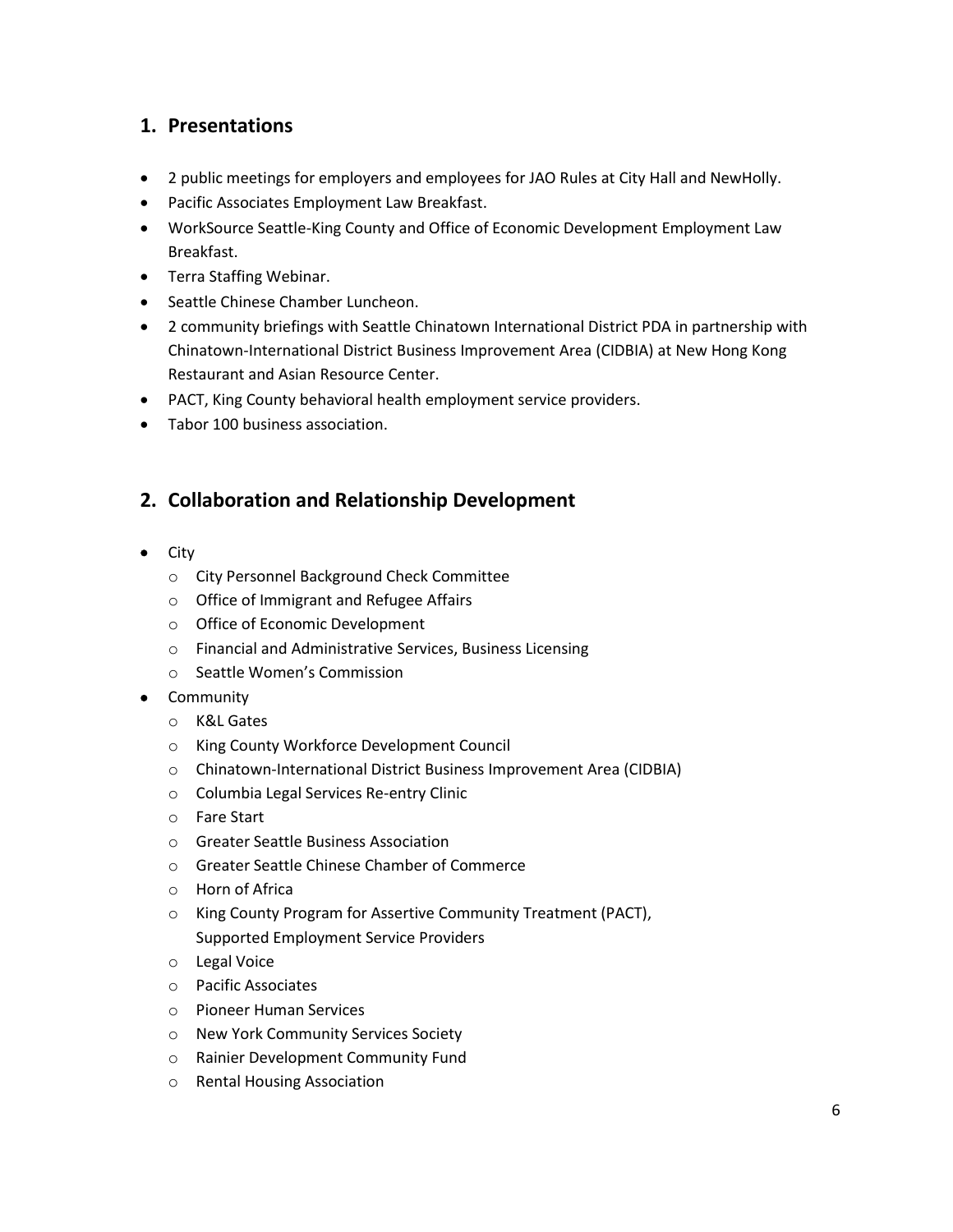## 1. Presentations

- 2 public meetings for employers and employees for JAO Rules at City Hall and NewHolly.
- Pacific Associates Employment Law Breakfast.
- WorkSource Seattle-King County and Office of Economic Development Employment Law Breakfast.
- Terra Staffing Webinar.
- Seattle Chinese Chamber Luncheon.
- 2 community briefings with Seattle Chinatown International District PDA in partnership with Chinatown-International District Business Improvement Area (CIDBIA) at New Hong Kong Restaurant and Asian Resource Center.
- PACT, King County behavioral health employment service providers.
- Tabor 100 business association.

## 2. Collaboration and Relationship Development

- City
  - City Personnel Background Check Committee
  - Office of Immigrant and Refugee Affairs
  - Office of Economic Development
  - Financial and Administrative Services, Business Licensing
  - Seattle Women's Commission
- Community
  - K&L Gates
  - King County Workforce Development Council
  - Chinatown-International District Business Improvement Area (CIDBIA)
  - Columbia Legal Services Re-entry Clinic
  - Fare Start
  - Greater Seattle Business Association
  - Greater Seattle Chinese Chamber of Commerce
  - Horn of Africa
  - King County Program for Assertive Community Treatment (PACT), Supported Employment Service Providers
  - Legal Voice
  - Pacific Associates
  - Pioneer Human Services
  - New York Community Services Society
  - Rainier Development Community Fund
  - Rental Housing Association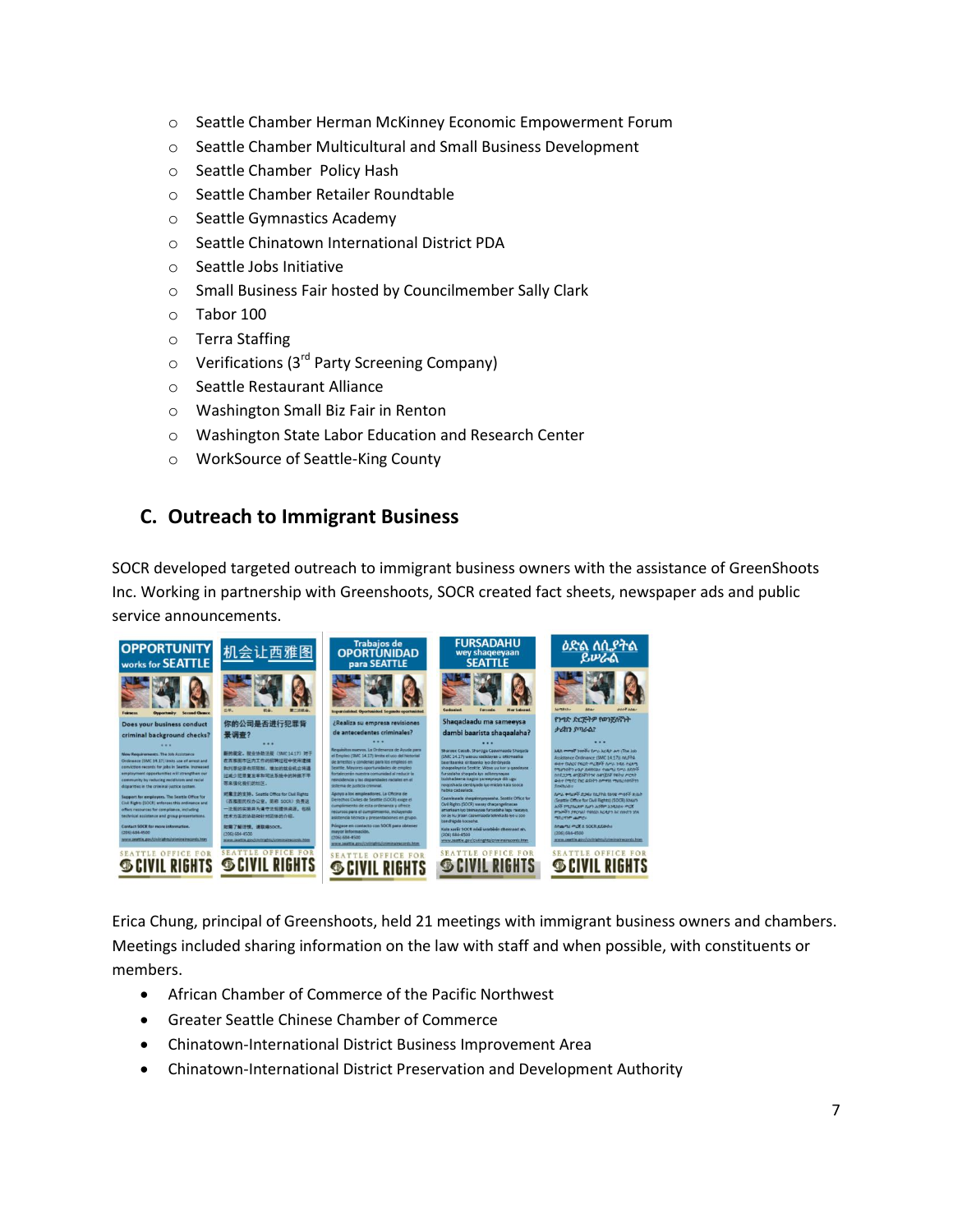- Seattle Chamber Herman McKinney Economic Empowerment Forum
- Seattle Chamber Multicultural and Small Business Development
- Seattle Chamber  Policy Hash
- Seattle Chamber Retailer Roundtable
- Seattle Gymnastics Academy
- Seattle Chinatown International District PDA
- Seattle Jobs Initiative
- Small Business Fair hosted by Councilmember Sally Clark
- Tabor 100
- Terra Staffing
- Verifications (3rd Party Screening Company)
- Seattle Restaurant Alliance
- Washington Small Biz Fair in Renton
- Washington State Labor Education and Research Center
- WorkSource of Seattle-King County

## C. Outreach to Immigrant Business

SOCR developed targeted outreach to immigrant business owners with the assistance of GreenShoots Inc. Working in partnership with Greenshoots, SOCR created fact sheets, newspaper ads and public service announcements.

Erica Chung, principal of Greenshoots, held 21 meetings with immigrant business owners and chambers. Meetings included sharing information on the law with staff and when possible, with constituents or members.

- African Chamber of Commerce of the Pacific Northwest
- Greater Seattle Chinese Chamber of Commerce
- Chinatown-International District Business Improvement Area
- Chinatown-International District Preservation and Development Authority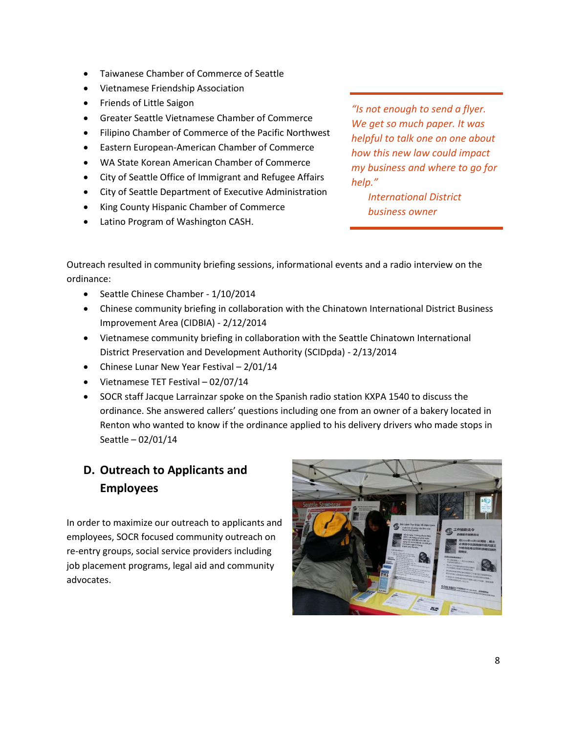- Taiwanese Chamber of Commerce of Seattle
- Vietnamese Friendship Association
- Friends of Little Saigon
- Greater Seattle Vietnamese Chamber of Commerce
- Filipino Chamber of Commerce of the Pacific Northwest
- Eastern European-American Chamber of Commerce
- WA State Korean American Chamber of Commerce
- City of Seattle Office of Immigrant and Refugee Affairs
- City of Seattle Department of Executive Administration
- King County Hispanic Chamber of Commerce
- Latino Program of Washington CASH.

> *"Is not enough to send a flyer. We get so much paper. It was helpful to talk one on one about how this new law could impact my business and where to go for help."*
>
> *International District business owner*

Outreach resulted in community briefing sessions, informational events and a radio interview on the ordinance:

- Seattle Chinese Chamber - 1/10/2014
- Chinese community briefing in collaboration with the Chinatown International District Business Improvement Area (CIDBIA) - 2/12/2014
- Vietnamese community briefing in collaboration with the Seattle Chinatown International District Preservation and Development Authority (SCIDpda) - 2/13/2014
- Chinese Lunar New Year Festival – 2/01/14
- Vietnamese TET Festival – 02/07/14
- SOCR staff Jacque Larrainzar spoke on the Spanish radio station KXPA 1540 to discuss the ordinance. She answered callers' questions including one from an owner of a bakery located in Renton who wanted to know if the ordinance applied to his delivery drivers who made stops in Seattle – 02/01/14

## D. Outreach to Applicants and Employees

In order to maximize our outreach to applicants and employees, SOCR focused community outreach on re-entry groups, social service providers including job placement programs, legal aid and community advocates.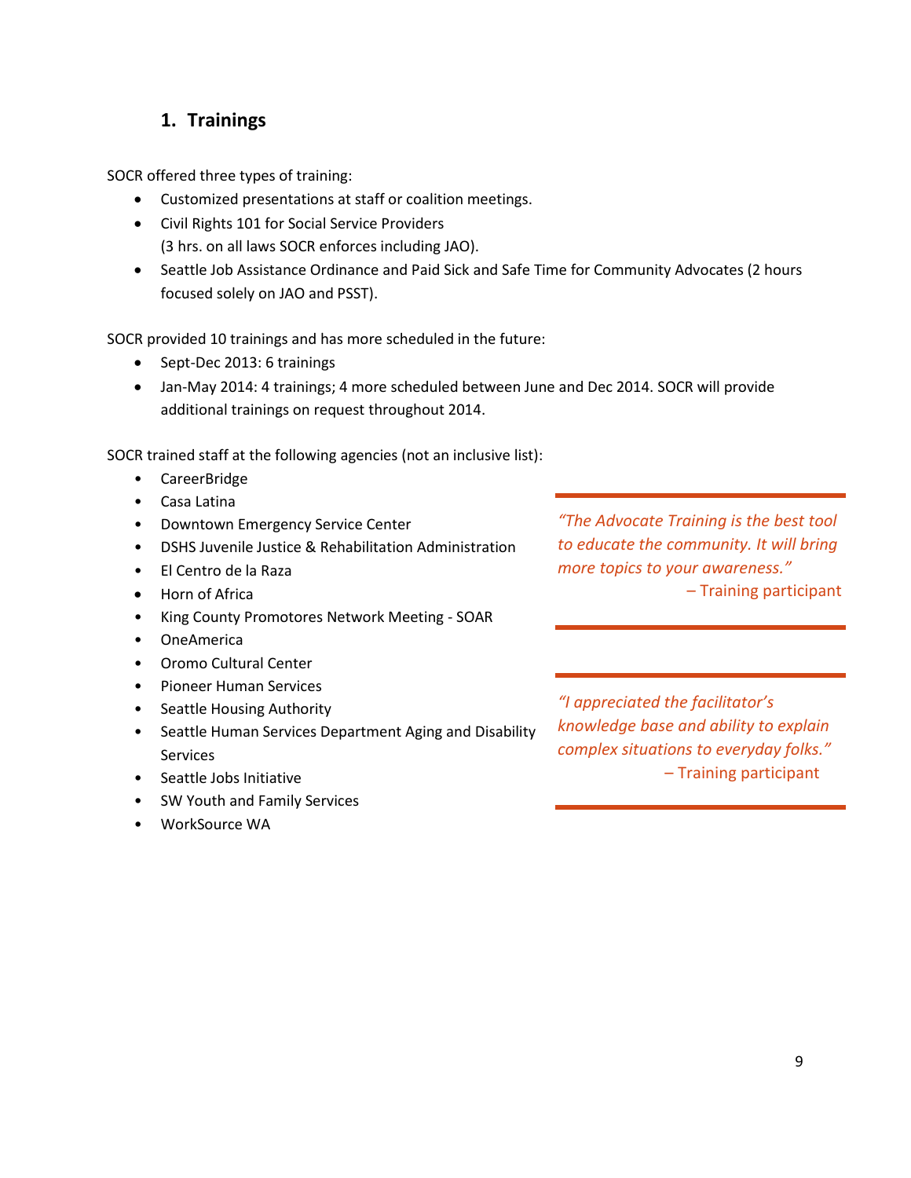## 1. Trainings

SOCR offered three types of training:

- Customized presentations at staff or coalition meetings.
- Civil Rights 101 for Social Service Providers (3 hrs. on all laws SOCR enforces including JAO).
- Seattle Job Assistance Ordinance and Paid Sick and Safe Time for Community Advocates (2 hours focused solely on JAO and PSST).

SOCR provided 10 trainings and has more scheduled in the future:

- Sept-Dec 2013: 6 trainings
- Jan-May 2014: 4 trainings; 4 more scheduled between June and Dec 2014. SOCR will provide additional trainings on request throughout 2014.

SOCR trained staff at the following agencies (not an inclusive list):

- CareerBridge
- Casa Latina
- Downtown Emergency Service Center
- DSHS Juvenile Justice & Rehabilitation Administration
- El Centro de la Raza
- Horn of Africa
- King County Promotores Network Meeting - SOAR
- OneAmerica
- Oromo Cultural Center
- Pioneer Human Services
- Seattle Housing Authority
- Seattle Human Services Department Aging and Disability Services
- Seattle Jobs Initiative
- SW Youth and Family Services
- WorkSource WA

*"The Advocate Training is the best tool to educate the community. It will bring more topics to your awareness."*
– Training participant

*"I appreciated the facilitator's knowledge base and ability to explain complex situations to everyday folks."*
– Training participant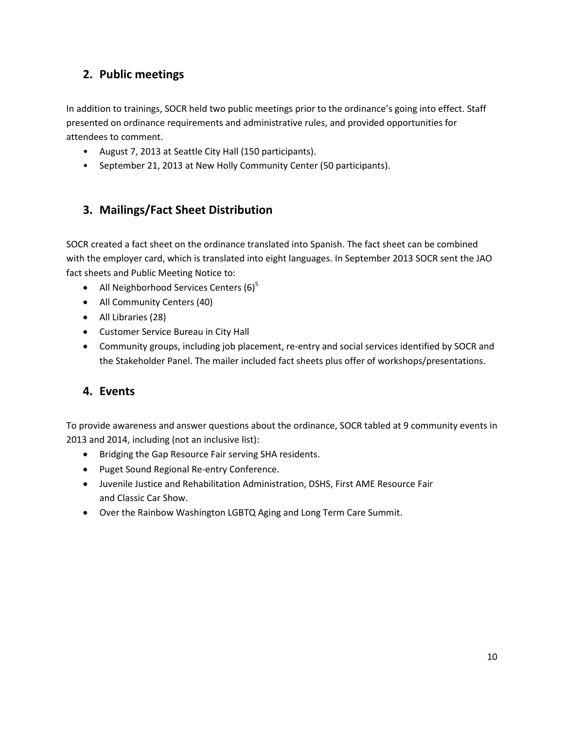## 2. Public meetings

In addition to trainings, SOCR held two public meetings prior to the ordinance's going into effect. Staff presented on ordinance requirements and administrative rules, and provided opportunities for attendees to comment.

- August 7, 2013 at Seattle City Hall (150 participants).
- September 21, 2013 at New Holly Community Center (50 participants).

## 3. Mailings/Fact Sheet Distribution

SOCR created a fact sheet on the ordinance translated into Spanish. The fact sheet can be combined with the employer card, which is translated into eight languages. In September 2013 SOCR sent the JAO fact sheets and Public Meeting Notice to:

- All Neighborhood Services Centers (6)[5]
- All Community Centers (40)
- All Libraries (28)
- Customer Service Bureau in City Hall
- Community groups, including job placement, re-entry and social services identified by SOCR and the Stakeholder Panel. The mailer included fact sheets plus offer of workshops/presentations.

## 4. Events

To provide awareness and answer questions about the ordinance, SOCR tabled at 9 community events in 2013 and 2014, including (not an inclusive list):

- Bridging the Gap Resource Fair serving SHA residents.
- Puget Sound Regional Re-entry Conference.
- Juvenile Justice and Rehabilitation Administration, DSHS, First AME Resource Fair and Classic Car Show.
- Over the Rainbow Washington LGBTQ Aging and Long Term Care Summit.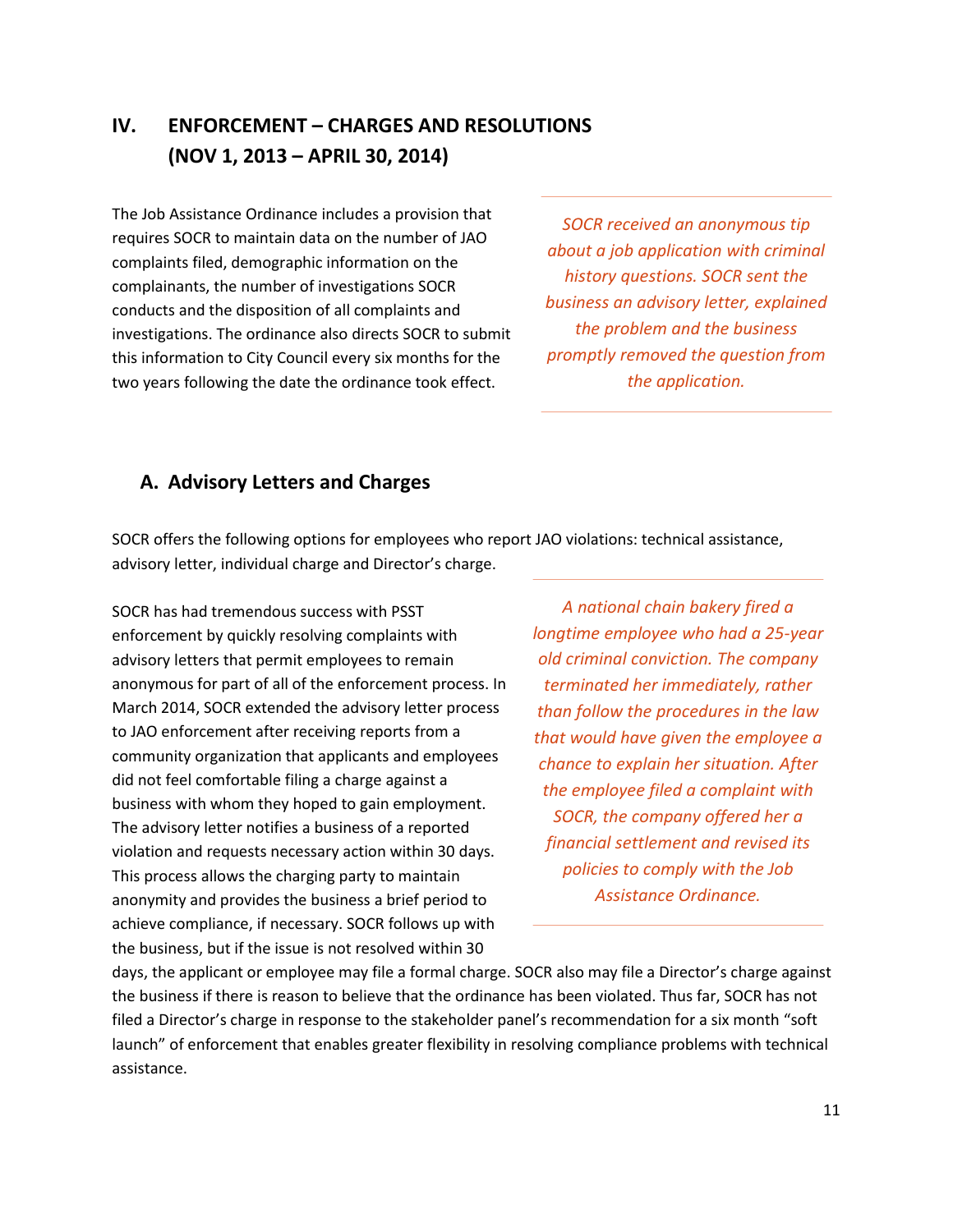## IV. ENFORCEMENT – CHARGES AND RESOLUTIONS (NOV 1, 2013 – APRIL 30, 2014)

The Job Assistance Ordinance includes a provision that requires SOCR to maintain data on the number of JAO complaints filed, demographic information on the complainants, the number of investigations SOCR conducts and the disposition of all complaints and investigations. The ordinance also directs SOCR to submit this information to City Council every six months for the two years following the date the ordinance took effect.

*SOCR received an anonymous tip about a job application with criminal history questions. SOCR sent the business an advisory letter, explained the problem and the business promptly removed the question from the application.*

### A. Advisory Letters and Charges

SOCR offers the following options for employees who report JAO violations: technical assistance, advisory letter, individual charge and Director's charge.

*A national chain bakery fired a longtime employee who had a 25-year old criminal conviction. The company terminated her immediately, rather than follow the procedures in the law that would have given the employee a chance to explain her situation. After the employee filed a complaint with SOCR, the company offered her a financial settlement and revised its policies to comply with the Job Assistance Ordinance.*

SOCR has had tremendous success with PSST enforcement by quickly resolving complaints with advisory letters that permit employees to remain anonymous for part of all of the enforcement process. In March 2014, SOCR extended the advisory letter process to JAO enforcement after receiving reports from a community organization that applicants and employees did not feel comfortable filing a charge against a business with whom they hoped to gain employment. The advisory letter notifies a business of a reported violation and requests necessary action within 30 days. This process allows the charging party to maintain anonymity and provides the business a brief period to achieve compliance, if necessary. SOCR follows up with the business, but if the issue is not resolved within 30 days, the applicant or employee may file a formal charge. SOCR also may file a Director's charge against the business if there is reason to believe that the ordinance has been violated. Thus far, SOCR has not filed a Director's charge in response to the stakeholder panel's recommendation for a six month "soft launch" of enforcement that enables greater flexibility in resolving compliance problems with technical assistance.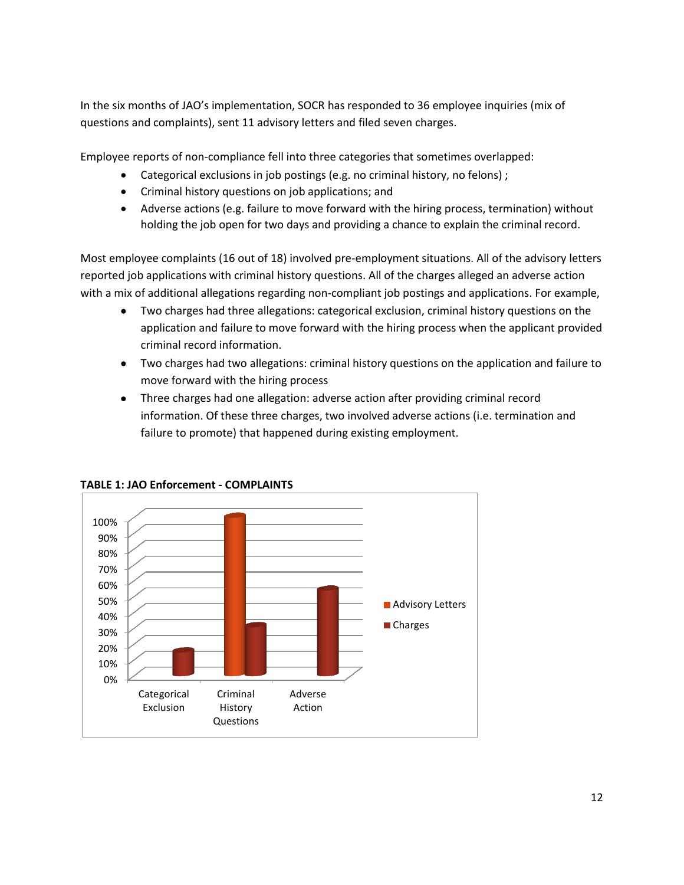In the six months of JAO's implementation, SOCR has responded to 36 employee inquiries (mix of questions and complaints), sent 11 advisory letters and filed seven charges.

Employee reports of non-compliance fell into three categories that sometimes overlapped:

- Categorical exclusions in job postings (e.g. no criminal history, no felons) ;
- Criminal history questions on job applications; and
- Adverse actions (e.g. failure to move forward with the hiring process, termination) without holding the job open for two days and providing a chance to explain the criminal record.

Most employee complaints (16 out of 18) involved pre-employment situations. All of the advisory letters reported job applications with criminal history questions. All of the charges alleged an adverse action with a mix of additional allegations regarding non-compliant job postings and applications. For example,

- Two charges had three allegations: categorical exclusion, criminal history questions on the application and failure to move forward with the hiring process when the applicant provided criminal record information.
- Two charges had two allegations: criminal history questions on the application and failure to move forward with the hiring process
- Three charges had one allegation: adverse action after providing criminal record information. Of these three charges, two involved adverse actions (i.e. termination and failure to promote) that happened during existing employment.

**TABLE 1: JAO Enforcement - COMPLAINTS**

| | Advisory Letters | Charges |
|---|---|---|
| Categorical Exclusion | | ~14% |
| Criminal History Questions | 100% | ~29% |
| Adverse Action | | ~53% |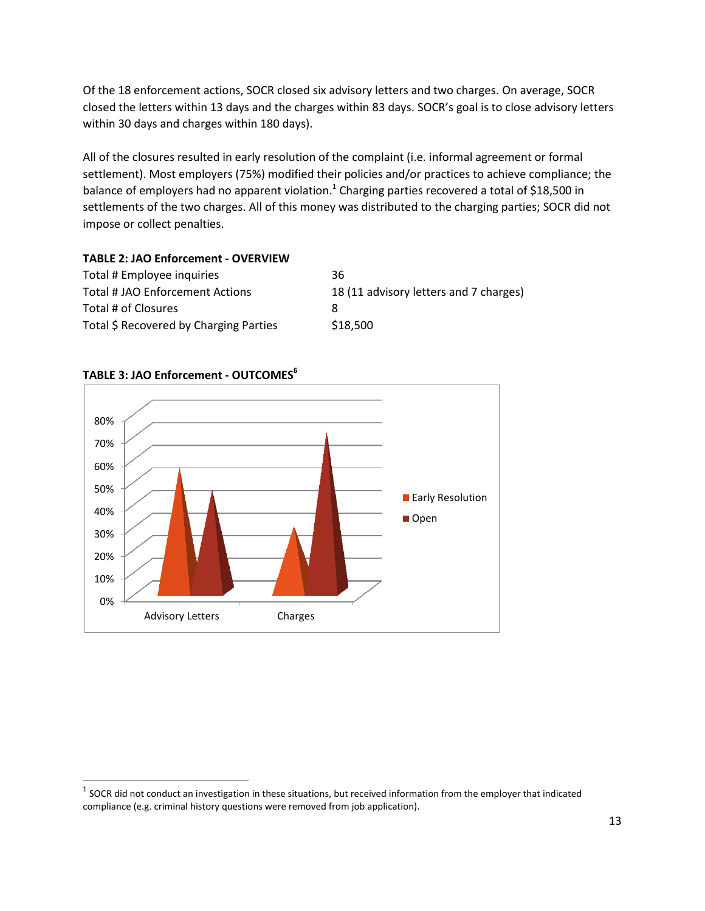Of the 18 enforcement actions, SOCR closed six advisory letters and two charges. On average, SOCR closed the letters within 13 days and the charges within 83 days. SOCR's goal is to close advisory letters within 30 days and charges within 180 days).

All of the closures resulted in early resolution of the complaint (i.e. informal agreement or formal settlement). Most employers (75%) modified their policies and/or practices to achieve compliance; the balance of employers had no apparent violation.[1] Charging parties recovered a total of $18,500 in settlements of the two charges. All of this money was distributed to the charging parties; SOCR did not impose or collect penalties.

**TABLE 2: JAO Enforcement - OVERVIEW**

| | |
|---|---|
| Total # Employee inquiries | 36 |
| Total # JAO Enforcement Actions | 18 (11 advisory letters and 7 charges) |
| Total # of Closures | 8 |
| Total $ Recovered by Charging Parties | $18,500 |

**TABLE 3: JAO Enforcement - OUTCOMES[6]**

| | Early Resolution | Open |
|---|---|---|
| Advisory Letters | ~55% | ~45% |
| Charges | ~29% | ~71% |

[1] SOCR did not conduct an investigation in these situations, but received information from the employer that indicated compliance (e.g. criminal history questions were removed from job application).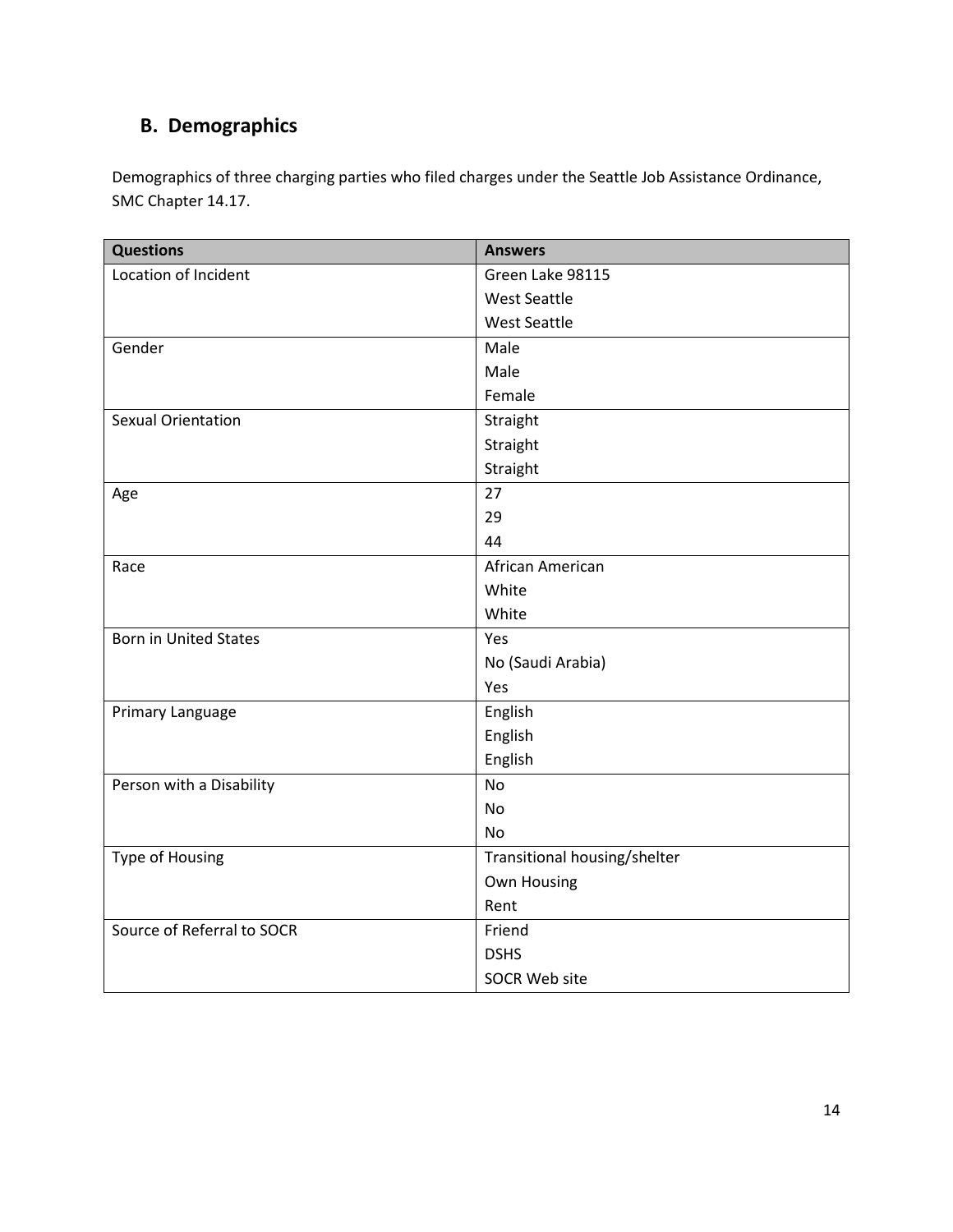## B. Demographics

Demographics of three charging parties who filed charges under the Seattle Job Assistance Ordinance, SMC Chapter 14.17.

| Questions | Answers |
|---|---|
| Location of Incident | Green Lake 98115<br>West Seattle<br>West Seattle |
| Gender | Male<br>Male<br>Female |
| Sexual Orientation | Straight<br>Straight<br>Straight |
| Age | 27<br>29<br>44 |
| Race | African American<br>White<br>White |
| Born in United States | Yes<br>No (Saudi Arabia)<br>Yes |
| Primary Language | English<br>English<br>English |
| Person with a Disability | No<br>No<br>No |
| Type of Housing | Transitional housing/shelter<br>Own Housing<br>Rent |
| Source of Referral to SOCR | Friend<br>DSHS<br>SOCR Web site |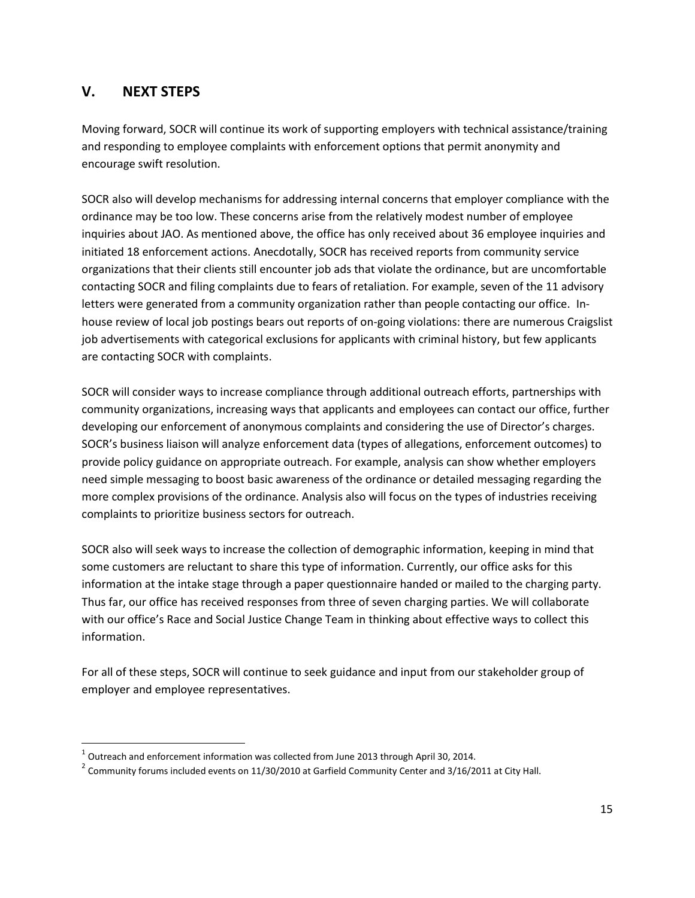## V. NEXT STEPS

Moving forward, SOCR will continue its work of supporting employers with technical assistance/training and responding to employee complaints with enforcement options that permit anonymity and encourage swift resolution.

SOCR also will develop mechanisms for addressing internal concerns that employer compliance with the ordinance may be too low. These concerns arise from the relatively modest number of employee inquiries about JAO. As mentioned above, the office has only received about 36 employee inquiries and initiated 18 enforcement actions. Anecdotally, SOCR has received reports from community service organizations that their clients still encounter job ads that violate the ordinance, but are uncomfortable contacting SOCR and filing complaints due to fears of retaliation. For example, seven of the 11 advisory letters were generated from a community organization rather than people contacting our office. In-house review of local job postings bears out reports of on-going violations: there are numerous Craigslist job advertisements with categorical exclusions for applicants with criminal history, but few applicants are contacting SOCR with complaints.

SOCR will consider ways to increase compliance through additional outreach efforts, partnerships with community organizations, increasing ways that applicants and employees can contact our office, further developing our enforcement of anonymous complaints and considering the use of Director's charges. SOCR's business liaison will analyze enforcement data (types of allegations, enforcement outcomes) to provide policy guidance on appropriate outreach. For example, analysis can show whether employers need simple messaging to boost basic awareness of the ordinance or detailed messaging regarding the more complex provisions of the ordinance. Analysis also will focus on the types of industries receiving complaints to prioritize business sectors for outreach.

SOCR also will seek ways to increase the collection of demographic information, keeping in mind that some customers are reluctant to share this type of information. Currently, our office asks for this information at the intake stage through a paper questionnaire handed or mailed to the charging party. Thus far, our office has received responses from three of seven charging parties. We will collaborate with our office's Race and Social Justice Change Team in thinking about effective ways to collect this information.

For all of these steps, SOCR will continue to seek guidance and input from our stakeholder group of employer and employee representatives.

---

[1] Outreach and enforcement information was collected from June 2013 through April 30, 2014.

[2] Community forums included events on 11/30/2010 at Garfield Community Center and 3/16/2011 at City Hall.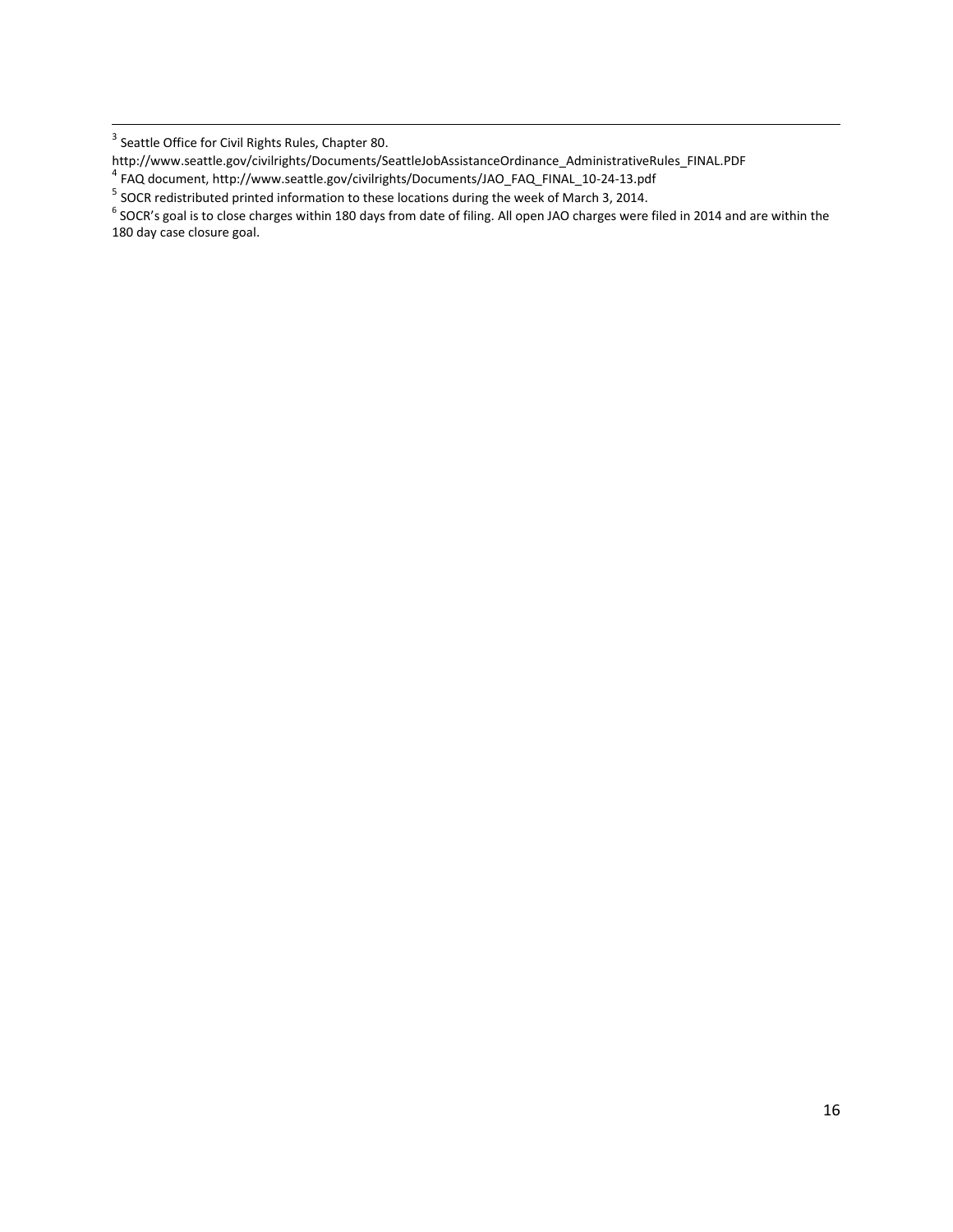[3] Seattle Office for Civil Rights Rules, Chapter 80.
http://www.seattle.gov/civilrights/Documents/SeattleJobAssistanceOrdinance_AdministrativeRules_FINAL.PDF

[4] FAQ document, http://www.seattle.gov/civilrights/Documents/JAO_FAQ_FINAL_10-24-13.pdf

[5] SOCR redistributed printed information to these locations during the week of March 3, 2014.

[6] SOCR's goal is to close charges within 180 days from date of filing. All open JAO charges were filed in 2014 and are within the 180 day case closure goal.